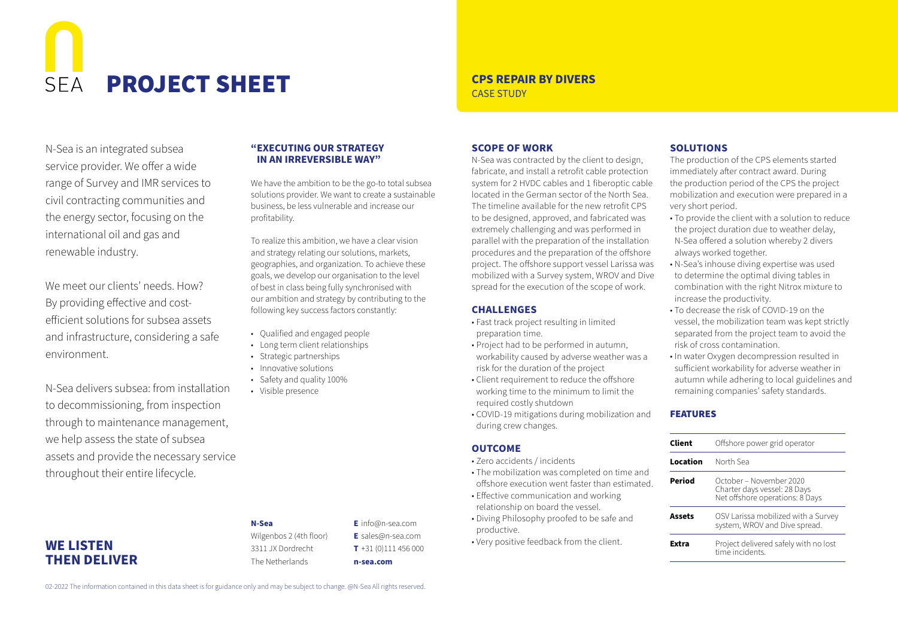# PROJECT SHEET

## CPS REPAIR BY DIVERS

CASE STUDY

N-Sea is an integrated subsea service provider. We offer a wide range of Survey and IMR services to civil contracting communities and the energy sector, focusing on the international oil and gas and renewable industry.

We meet our clients' needs. How? By providing effective and cost-efficient solutions for subsea assets and infrastructure, considering a safe environment.

N-Sea delivers subsea: from installation to decommissioning, from inspection through to maintenance management, we help assess the state of subsea assets and provide the necessary service throughout their entire lifecycle.

### "EXECUTING OUR STRATEGY IN AN IRREVERSIBLE WAY"

We have the ambition to be the go-to total subsea solutions provider. We want to create a sustainable business, be less vulnerable and increase our profitability.

To realize this ambition, we have a clear vision and strategy relating our solutions, markets, geographies, and organization. To achieve these goals, we develop our organisation to the level of best in class being fully synchronised with our ambition and strategy by contributing to the following key success factors constantly:

- Qualified and engaged people
- Long term client relationships
- Strategic partnerships
- Innovative solutions
- Safety and quality 100%
- Visible presence

### SCOPE OF WORK

N-Sea was contracted by the client to design, fabricate, and install a retrofit cable protection system for 2 HVDC cables and 1 fiberoptic cable located in the German sector of the North Sea. The timeline available for the new retrofit CPS to be designed, approved, and fabricated was extremely challenging and was performed in parallel with the preparation of the installation procedures and the preparation of the offshore project. The offshore support vessel Larissa was mobilized with a Survey system, WROV and Dive spread for the execution of the scope of work.

### CHALLENGES

- Fast track project resulting in limited preparation time.
- Project had to be performed in autumn, workability caused by adverse weather was a risk for the duration of the project
- Client requirement to reduce the offshore working time to the minimum to limit the required costly shutdown
- COVID-19 mitigations during mobilization and during crew changes.

### OUTCOME

- Zero accidents / incidents
- The mobilization was completed on time and offshore execution went faster than estimated.
- Effective communication and working relationship on board the vessel.
- Diving Philosophy proofed to be safe and productive.
- Very positive feedback from the client.

### SOLUTIONS

The production of the CPS elements started immediately after contract award. During the production period of the CPS the project mobilization and execution were prepared in a very short period.

- To provide the client with a solution to reduce the project duration due to weather delay, N-Sea offered a solution whereby 2 divers always worked together.
- N-Sea's inhouse diving expertise was used to determine the optimal diving tables in combination with the right Nitrox mixture to increase the productivity.
- To decrease the risk of COVID-19 on the vessel, the mobilization team was kept strictly separated from the project team to avoid the risk of cross contamination.
- In water Oxygen decompression resulted in sufficient workability for adverse weather in autumn while adhering to local guidelines and remaining companies' safety standards.

### FEATURES

| | |
|---|---|
| **Client** | Offshore power grid operator |
| **Location** | North Sea |
| **Period** | October – November 2020<br>Charter days vessel: 28 Days<br>Net offshore operations: 8 Days |
| **Assets** | OSV Larissa mobilized with a Survey system, WROV and Dive spread. |
| **Extra** | Project delivered safely with no lost time incidents. |

## WE LISTEN THEN DELIVER

**N-Sea**
Wilgenbos 2 (4th floor)
3311 JX Dordrecht
The Netherlands

**E** info@n-sea.com
**E** sales@n-sea.com
**T** +31 (0)111 456 000
**n-sea.com**

02-2022 The information contained in this data sheet is for guidance only and may be subject to change. @N-Sea All rights reserved.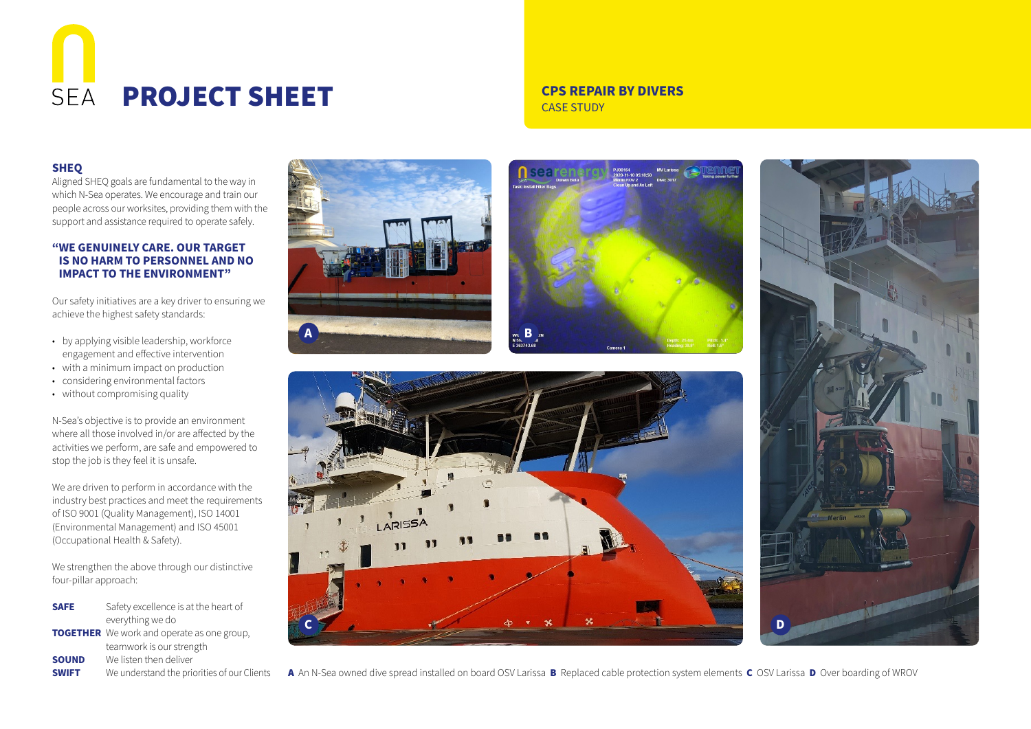# PROJECT SHEET

**CPS REPAIR BY DIVERS**
CASE STUDY

## SHEQ

Aligned SHEQ goals are fundamental to the way in which N-Sea operates. We encourage and train our people across our worksites, providing them with the support and assistance required to operate safely.

### "WE GENUINELY CARE. OUR TARGET IS NO HARM TO PERSONNEL AND NO IMPACT TO THE ENVIRONMENT"

Our safety initiatives are a key driver to ensuring we achieve the highest safety standards:

- by applying visible leadership, workforce engagement and effective intervention
- with a minimum impact on production
- considering environmental factors
- without compromising quality

N-Sea's objective is to provide an environment where all those involved in/or are affected by the activities we perform, are safe and empowered to stop the job is they feel it is unsafe.

We are driven to perform in accordance with the industry best practices and meet the requirements of ISO 9001 (Quality Management), ISO 14001 (Environmental Management) and ISO 45001 (Occupational Health & Safety).

We strengthen the above through our distinctive four-pillar approach:

**SAFE** Safety excellence is at the heart of everything we do

**TOGETHER** We work and operate as one group, teamwork is our strength

**SOUND** We listen then deliver

**SWIFT** We understand the priorities of our Clients

**A** An N-Sea owned dive spread installed on board OSV Larissa **B** Replaced cable protection system elements **C** OSV Larissa **D** Over boarding of WROV